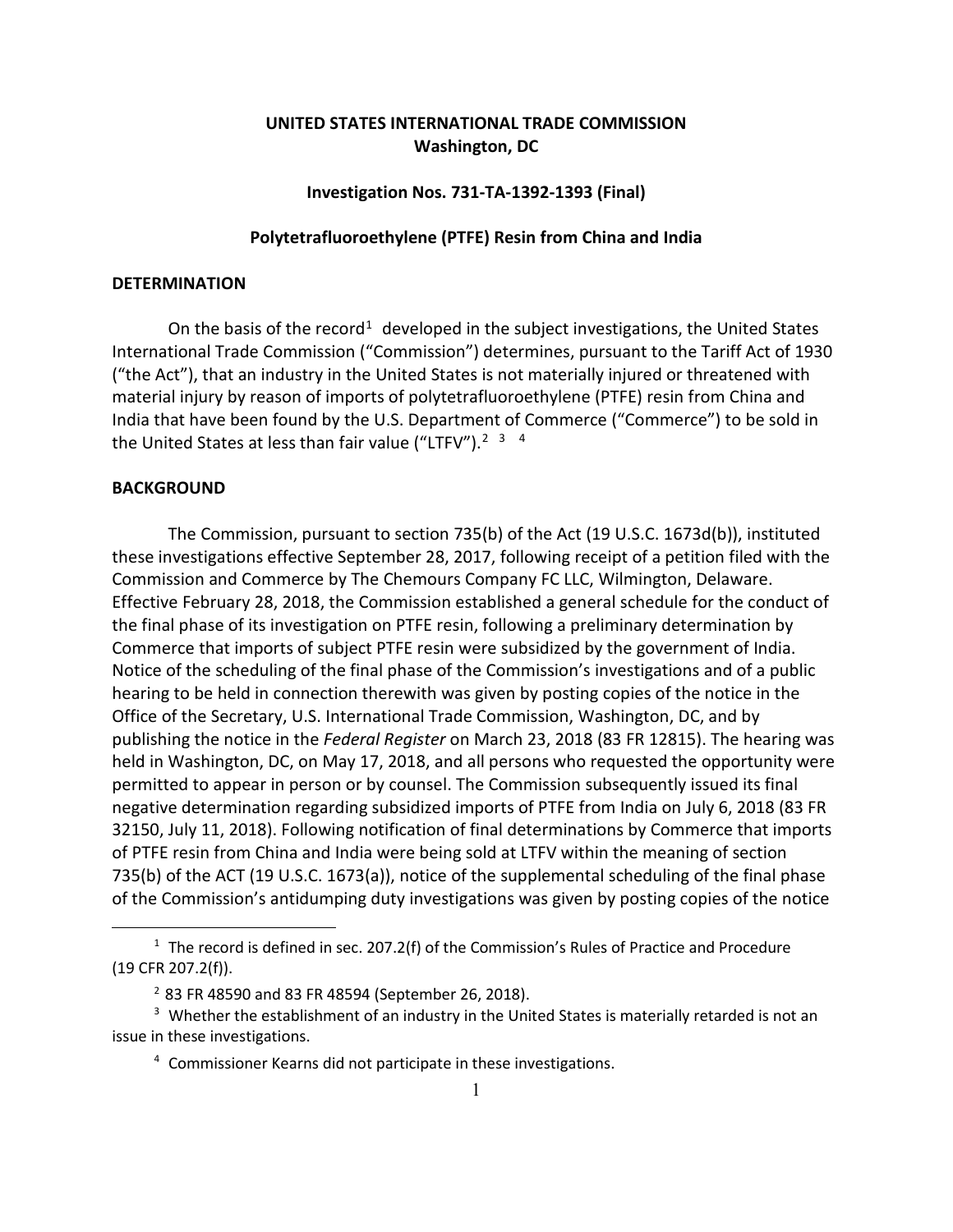**UNITED STATES INTERNATIONAL TRADE COMMISSION**
**Washington, DC**

**Investigation Nos. 731-TA-1392-1393 (Final)**

**Polytetrafluoroethylene (PTFE) Resin from China and India**

## DETERMINATION

On the basis of the record[1] developed in the subject investigations, the United States International Trade Commission ("Commission") determines, pursuant to the Tariff Act of 1930 ("the Act"), that an industry in the United States is not materially injured or threatened with material injury by reason of imports of polytetrafluoroethylene (PTFE) resin from China and India that have been found by the U.S. Department of Commerce ("Commerce") to be sold in the United States at less than fair value ("LTFV").[2] [3] [4]

## BACKGROUND

The Commission, pursuant to section 735(b) of the Act (19 U.S.C. 1673d(b)), instituted these investigations effective September 28, 2017, following receipt of a petition filed with the Commission and Commerce by The Chemours Company FC LLC, Wilmington, Delaware. Effective February 28, 2018, the Commission established a general schedule for the conduct of the final phase of its investigation on PTFE resin, following a preliminary determination by Commerce that imports of subject PTFE resin were subsidized by the government of India. Notice of the scheduling of the final phase of the Commission's investigations and of a public hearing to be held in connection therewith was given by posting copies of the notice in the Office of the Secretary, U.S. International Trade Commission, Washington, DC, and by publishing the notice in the *Federal Register* on March 23, 2018 (83 FR 12815). The hearing was held in Washington, DC, on May 17, 2018, and all persons who requested the opportunity were permitted to appear in person or by counsel. The Commission subsequently issued its final negative determination regarding subsidized imports of PTFE from India on July 6, 2018 (83 FR 32150, July 11, 2018). Following notification of final determinations by Commerce that imports of PTFE resin from China and India were being sold at LTFV within the meaning of section 735(b) of the ACT (19 U.S.C. 1673(a)), notice of the supplemental scheduling of the final phase of the Commission's antidumping duty investigations was given by posting copies of the notice

---

[1] The record is defined in sec. 207.2(f) of the Commission's Rules of Practice and Procedure (19 CFR 207.2(f)).

[2] 83 FR 48590 and 83 FR 48594 (September 26, 2018).

[3] Whether the establishment of an industry in the United States is materially retarded is not an issue in these investigations.

[4] Commissioner Kearns did not participate in these investigations.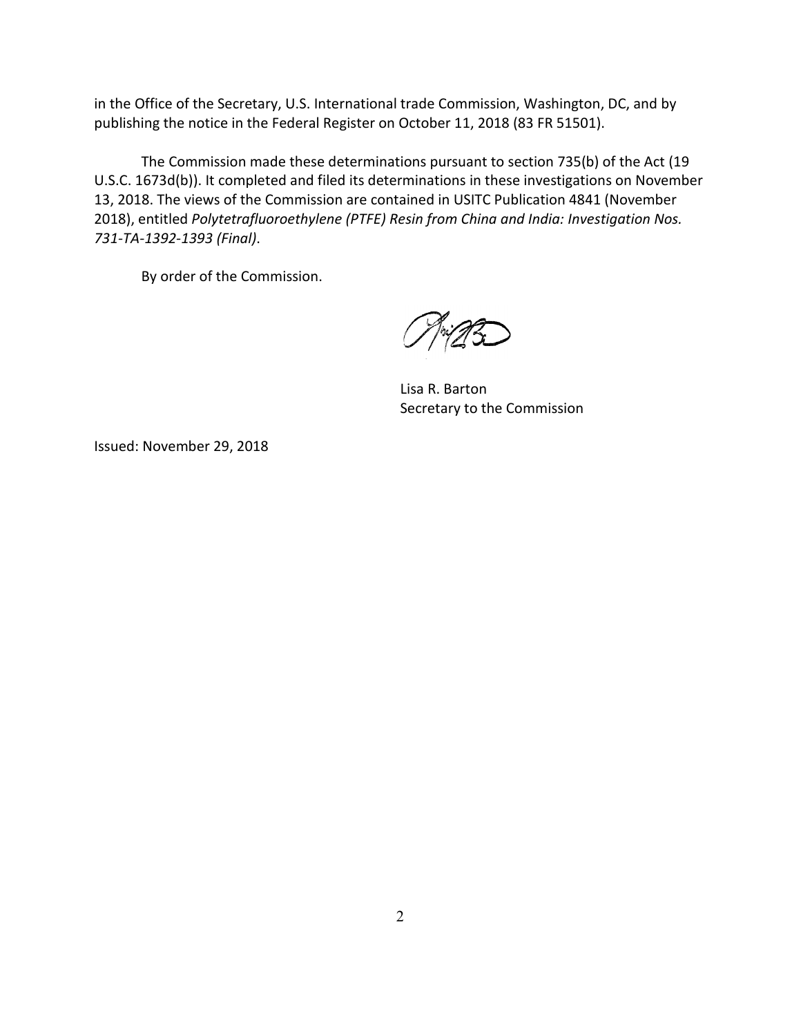in the Office of the Secretary, U.S. International trade Commission, Washington, DC, and by publishing the notice in the Federal Register on October 11, 2018 (83 FR 51501).

The Commission made these determinations pursuant to section 735(b) of the Act (19 U.S.C. 1673d(b)). It completed and filed its determinations in these investigations on November 13, 2018. The views of the Commission are contained in USITC Publication 4841 (November 2018), entitled *Polytetrafluoroethylene (PTFE) Resin from China and India: Investigation Nos. 731-TA-1392-1393 (Final)*.

By order of the Commission.

Lisa R. Barton
Secretary to the Commission

Issued: November 29, 2018